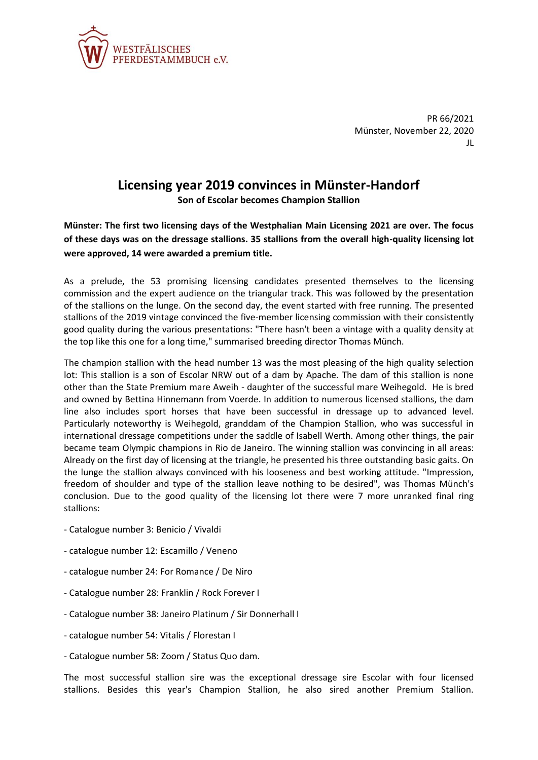WESTFÄLISCHES PFERDESTAMMBUCH e.V.

PR 66/2021
Münster, November 22, 2020
JL

# Licensing year 2019 convinces in Münster-Handorf

**Son of Escolar becomes Champion Stallion**

**Münster: The first two licensing days of the Westphalian Main Licensing 2021 are over. The focus of these days was on the dressage stallions. 35 stallions from the overall high-quality licensing lot were approved, 14 were awarded a premium title.**

As a prelude, the 53 promising licensing candidates presented themselves to the licensing commission and the expert audience on the triangular track. This was followed by the presentation of the stallions on the lunge. On the second day, the event started with free running. The presented stallions of the 2019 vintage convinced the five-member licensing commission with their consistently good quality during the various presentations: "There hasn't been a vintage with a quality density at the top like this one for a long time," summarised breeding director Thomas Münch.

The champion stallion with the head number 13 was the most pleasing of the high quality selection lot: This stallion is a son of Escolar NRW out of a dam by Apache. The dam of this stallion is none other than the State Premium mare Aweih - daughter of the successful mare Weihegold. He is bred and owned by Bettina Hinnemann from Voerde. In addition to numerous licensed stallions, the dam line also includes sport horses that have been successful in dressage up to advanced level. Particularly noteworthy is Weihegold, granddam of the Champion Stallion, who was successful in international dressage competitions under the saddle of Isabell Werth. Among other things, the pair became team Olympic champions in Rio de Janeiro. The winning stallion was convincing in all areas: Already on the first day of licensing at the triangle, he presented his three outstanding basic gaits. On the lunge the stallion always convinced with his looseness and best working attitude. "Impression, freedom of shoulder and type of the stallion leave nothing to be desired", was Thomas Münch's conclusion. Due to the good quality of the licensing lot there were 7 more unranked final ring stallions:

- Catalogue number 3: Benicio / Vivaldi
- catalogue number 12: Escamillo / Veneno
- catalogue number 24: For Romance / De Niro
- Catalogue number 28: Franklin / Rock Forever I
- Catalogue number 38: Janeiro Platinum / Sir Donnerhall I
- catalogue number 54: Vitalis / Florestan I
- Catalogue number 58: Zoom / Status Quo dam.

The most successful stallion sire was the exceptional dressage sire Escolar with four licensed stallions. Besides this year's Champion Stallion, he also sired another Premium Stallion.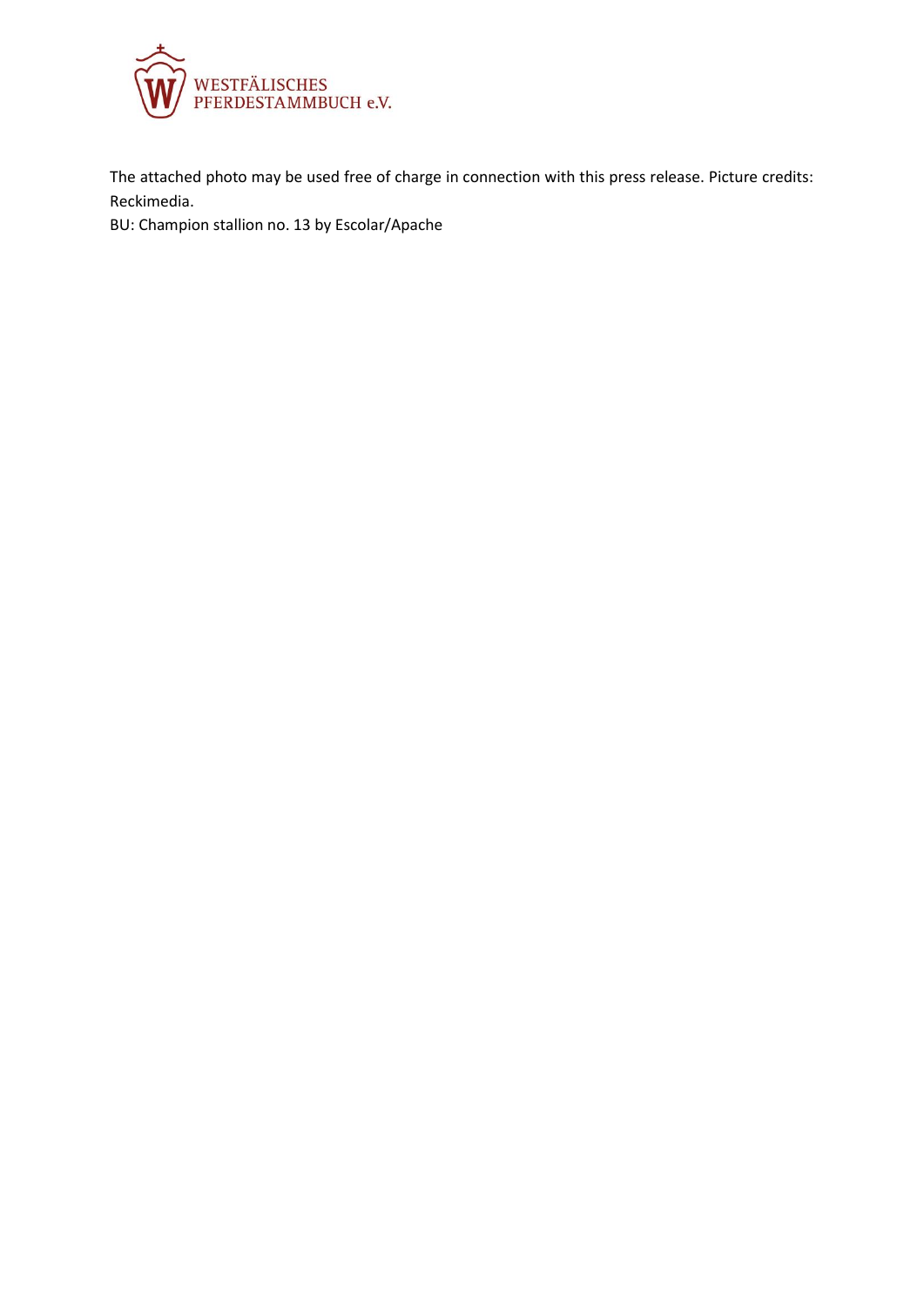The attached photo may be used free of charge in connection with this press release. Picture credits: Reckimedia.

BU: Champion stallion no. 13 by Escolar/Apache